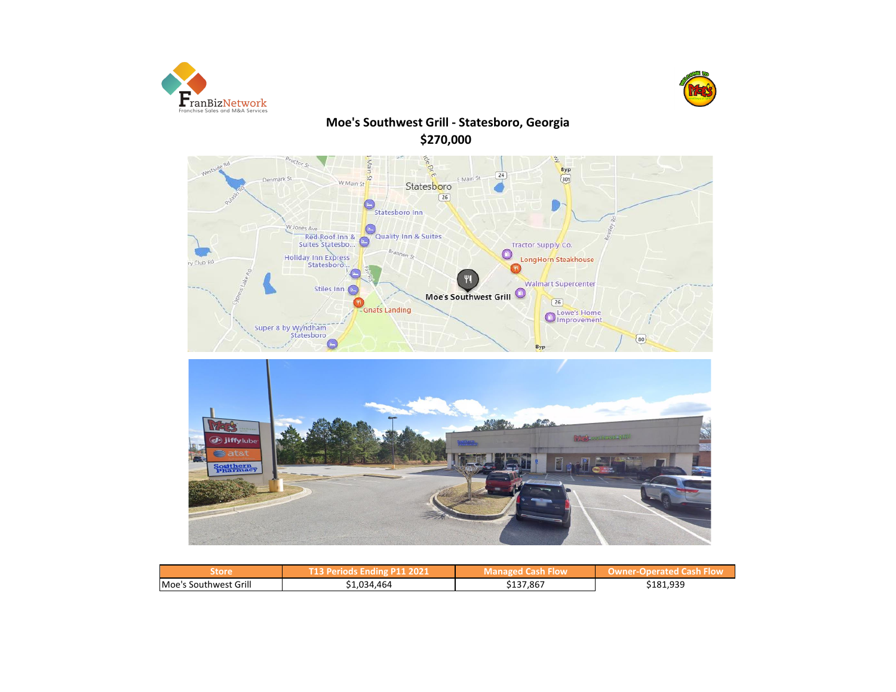# Moe's Southwest Grill - Statesboro, Georgia

## $270,000

| Store | T13 Periods Ending P11 2021 | Managed Cash Flow | Owner-Operated Cash Flow |
|---|---|---|---|
| Moe's Southwest Grill | $1,034,464 | $137,867 | $181,939 |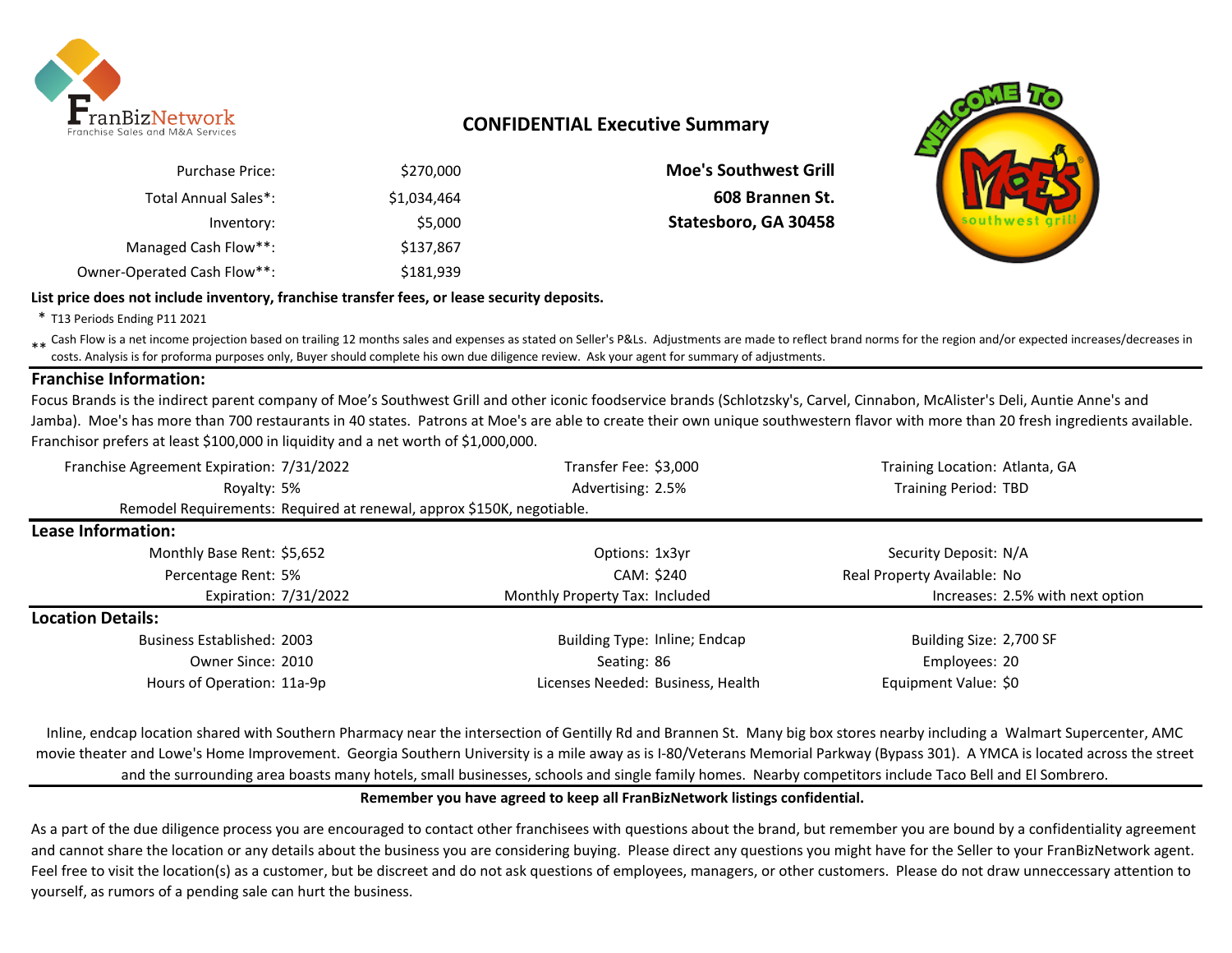## CONFIDENTIAL Executive Summary

| | |
|---|---|
| Purchase Price: | $270,000 |
| Total Annual Sales*: | $1,034,464 |
| Inventory: | $5,000 |
| Managed Cash Flow**: | $137,867 |
| Owner-Operated Cash Flow**: | $181,939 |

**Moe's Southwest Grill**
**608 Brannen St.**
**Statesboro, GA 30458**

**List price does not include inventory, franchise transfer fees, or lease security deposits.**

\* T13 Periods Ending P11 2021

\*\* Cash Flow is a net income projection based on trailing 12 months sales and expenses as stated on Seller's P&Ls. Adjustments are made to reflect brand norms for the region and/or expected increases/decreases in costs. Analysis is for proforma purposes only, Buyer should complete his own due diligence review. Ask your agent for summary of adjustments.

### Franchise Information:

Focus Brands is the indirect parent company of Moe's Southwest Grill and other iconic foodservice brands (Schlotzsky's, Carvel, Cinnabon, McAlister's Deli, Auntie Anne's and Jamba). Moe's has more than 700 restaurants in 40 states. Patrons at Moe's are able to create their own unique southwestern flavor with more than 20 fresh ingredients available. Franchisor prefers at least $100,000 in liquidity and a net worth of $1,000,000.

| | | | | | |
|---|---|---|---|---|---|
| Franchise Agreement Expiration: | 7/31/2022 | Transfer Fee: | $3,000 | Training Location: | Atlanta, GA |
| Royalty: | 5% | Advertising: | 2.5% | Training Period: | TBD |
| Remodel Requirements: | Required at renewal, approx $150K, negotiable. | | | | |

### Lease Information:

| | | | | | |
|---|---|---|---|---|---|
| Monthly Base Rent: | $5,652 | Options: | 1x3yr | Security Deposit: | N/A |
| Percentage Rent: | 5% | CAM: | $240 | Real Property Available: | No |
| Expiration: | 7/31/2022 | Monthly Property Tax: | Included | Increases: | 2.5% with next option |

### Location Details:

| | | | | | |
|---|---|---|---|---|---|
| Business Established: | 2003 | Building Type: | Inline; Endcap | Building Size: | 2,700 SF |
| Owner Since: | 2010 | Seating: | 86 | Employees: | 20 |
| Hours of Operation: | 11a-9p | Licenses Needed: | Business, Health | Equipment Value: | $0 |

Inline, endcap location shared with Southern Pharmacy near the intersection of Gentilly Rd and Brannen St. Many big box stores nearby including a Walmart Supercenter, AMC movie theater and Lowe's Home Improvement. Georgia Southern University is a mile away as is I-80/Veterans Memorial Parkway (Bypass 301). A YMCA is located across the street and the surrounding area boasts many hotels, small businesses, schools and single family homes. Nearby competitors include Taco Bell and El Sombrero.

**Remember you have agreed to keep all FranBizNetwork listings confidential.**

As a part of the due diligence process you are encouraged to contact other franchisees with questions about the brand, but remember you are bound by a confidentiality agreement and cannot share the location or any details about the business you are considering buying. Please direct any questions you might have for the Seller to your FranBizNetwork agent. Feel free to visit the location(s) as a customer, but be discreet and do not ask questions of employees, managers, or other customers. Please do not draw unneccessary attention to yourself, as rumors of a pending sale can hurt the business.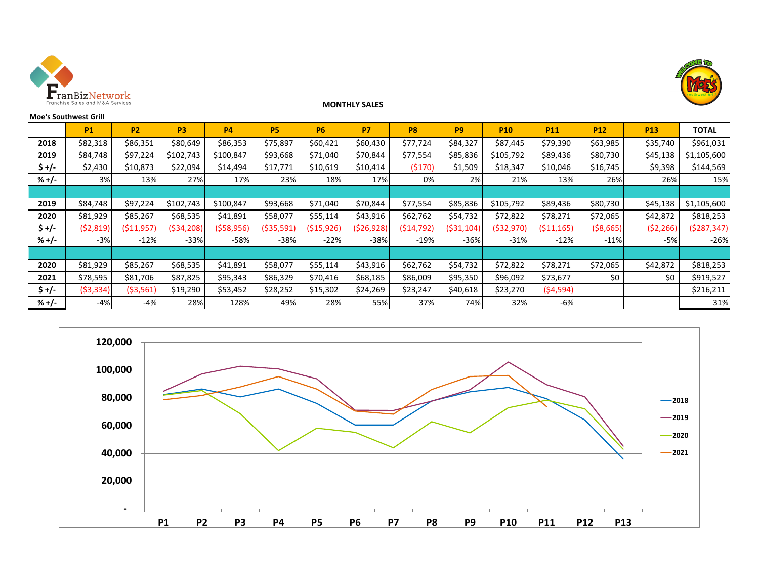FranBizNetwork
Franchise Sales and M&A Services

## MONTHLY SALES

**Moe's Southwest Grill**

| | P1 | P2 | P3 | P4 | P5 | P6 | P7 | P8 | P9 | P10 | P11 | P12 | P13 | TOTAL |
|---|---|---|---|---|---|---|---|---|---|---|---|---|---|---|
| 2018 | $82,318 | $86,351 | $80,649 | $86,353 | $75,897 | $60,421 | $60,430 | $77,724 | $84,327 | $87,445 | $79,390 | $63,985 | $35,740 | $961,031 |
| 2019 | $84,748 | $97,224 | $102,743 | $100,847 | $93,668 | $71,040 | $70,844 | $77,554 | $85,836 | $105,792 | $89,436 | $80,730 | $45,138 | $1,105,600 |
| $ +/- | $2,430 | $10,873 | $22,094 | $14,494 | $17,771 | $10,619 | $10,414 | ($170) | $1,509 | $18,347 | $10,046 | $16,745 | $9,398 | $144,569 |
| % +/- | 3% | 13% | 27% | 17% | 23% | 18% | 17% | 0% | 2% | 21% | 13% | 26% | 26% | 15% |
| | | | | | | | | | | | | | | |
| 2019 | $84,748 | $97,224 | $102,743 | $100,847 | $93,668 | $71,040 | $70,844 | $77,554 | $85,836 | $105,792 | $89,436 | $80,730 | $45,138 | $1,105,600 |
| 2020 | $81,929 | $85,267 | $68,535 | $41,891 | $58,077 | $55,114 | $43,916 | $62,762 | $54,732 | $72,822 | $78,271 | $72,065 | $42,872 | $818,253 |
| $ +/- | ($2,819) | ($11,957) | ($34,208) | ($58,956) | ($35,591) | ($15,926) | ($26,928) | ($14,792) | ($31,104) | ($32,970) | ($11,165) | ($8,665) | ($2,266) | ($287,347) |
| % +/- | -3% | -12% | -33% | -58% | -38% | -22% | -38% | -19% | -36% | -31% | -12% | -11% | -5% | -26% |
| | | | | | | | | | | | | | | |
| 2020 | $81,929 | $85,267 | $68,535 | $41,891 | $58,077 | $55,114 | $43,916 | $62,762 | $54,732 | $72,822 | $78,271 | $72,065 | $42,872 | $818,253 |
| 2021 | $78,595 | $81,706 | $87,825 | $95,343 | $86,329 | $70,416 | $68,185 | $86,009 | $95,350 | $96,092 | $73,677 | $0 | $0 | $919,527 |
| $ +/- | ($3,334) | ($3,561) | $19,290 | $53,452 | $28,252 | $15,302 | $24,269 | $23,247 | $40,618 | $23,270 | ($4,594) | | | $216,211 |
| % +/- | -4% | -4% | 28% | 128% | 49% | 28% | 55% | 37% | 74% | 32% | -6% | | | 31% |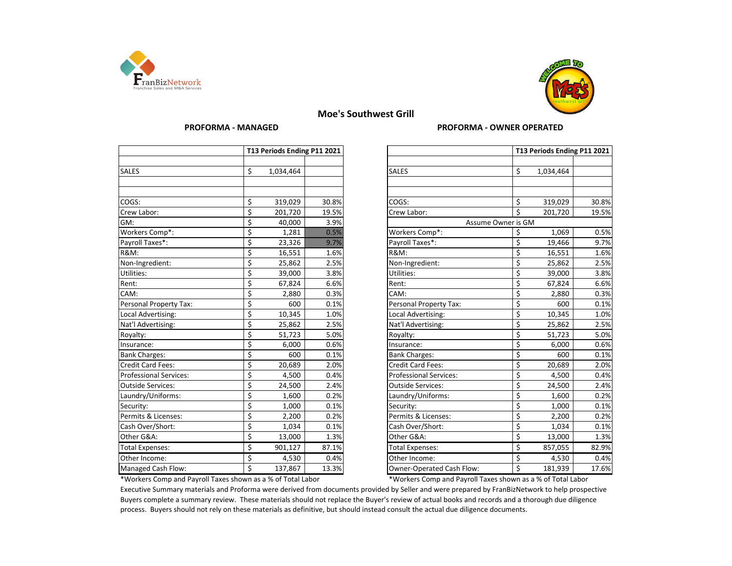## Moe's Southwest Grill

### PROFORMA - MANAGED

| | T13 Periods Ending P11 2021 | |
|---|---|---|
| SALES | $ 1,034,464 | |
| COGS: | $ 319,029 | 30.8% |
| Crew Labor: | $ 201,720 | 19.5% |
| GM: | $ 40,000 | 3.9% |
| Workers Comp*: | $ 1,281 | 0.5% |
| Payroll Taxes*: | $ 23,326 | 9.7% |
| R&M: | $ 16,551 | 1.6% |
| Non-Ingredient: | $ 25,862 | 2.5% |
| Utilities: | $ 39,000 | 3.8% |
| Rent: | $ 67,824 | 6.6% |
| CAM: | $ 2,880 | 0.3% |
| Personal Property Tax: | $ 600 | 0.1% |
| Local Advertising: | $ 10,345 | 1.0% |
| Nat'l Advertising: | $ 25,862 | 2.5% |
| Royalty: | $ 51,723 | 5.0% |
| Insurance: | $ 6,000 | 0.6% |
| Bank Charges: | $ 600 | 0.1% |
| Credit Card Fees: | $ 20,689 | 2.0% |
| Professional Services: | $ 4,500 | 0.4% |
| Outside Services: | $ 24,500 | 2.4% |
| Laundry/Uniforms: | $ 1,600 | 0.2% |
| Security: | $ 1,000 | 0.1% |
| Permits & Licenses: | $ 2,200 | 0.2% |
| Cash Over/Short: | $ 1,034 | 0.1% |
| Other G&A: | $ 13,000 | 1.3% |
| Total Expenses: | $ 901,127 | 87.1% |
| Other Income: | $ 4,530 | 0.4% |
| Managed Cash Flow: | $ 137,867 | 13.3% |

*Workers Comp and Payroll Taxes shown as a % of Total Labor

### PROFORMA - OWNER OPERATED

| | T13 Periods Ending P11 2021 | |
|---|---|---|
| SALES | $ 1,034,464 | |
| COGS: | $ 319,029 | 30.8% |
| Crew Labor: | $ 201,720 | 19.5% |
| Assume Owner is GM | | |
| Workers Comp*: | $ 1,069 | 0.5% |
| Payroll Taxes*: | $ 19,466 | 9.7% |
| R&M: | $ 16,551 | 1.6% |
| Non-Ingredient: | $ 25,862 | 2.5% |
| Utilities: | $ 39,000 | 3.8% |
| Rent: | $ 67,824 | 6.6% |
| CAM: | $ 2,880 | 0.3% |
| Personal Property Tax: | $ 600 | 0.1% |
| Local Advertising: | $ 10,345 | 1.0% |
| Nat'l Advertising: | $ 25,862 | 2.5% |
| Royalty: | $ 51,723 | 5.0% |
| Insurance: | $ 6,000 | 0.6% |
| Bank Charges: | $ 600 | 0.1% |
| Credit Card Fees: | $ 20,689 | 2.0% |
| Professional Services: | $ 4,500 | 0.4% |
| Outside Services: | $ 24,500 | 2.4% |
| Laundry/Uniforms: | $ 1,600 | 0.2% |
| Security: | $ 1,000 | 0.1% |
| Permits & Licenses: | $ 2,200 | 0.2% |
| Cash Over/Short: | $ 1,034 | 0.1% |
| Other G&A: | $ 13,000 | 1.3% |
| Total Expenses: | $ 857,055 | 82.9% |
| Other Income: | $ 4,530 | 0.4% |
| Owner-Operated Cash Flow: | $ 181,939 | 17.6% |

*Workers Comp and Payroll Taxes shown as a % of Total Labor

Executive Summary materials and Proforma were derived from documents provided by Seller and were prepared by FranBizNetwork to help prospective Buyers complete a summary review. These materials should not replace the Buyer's review of actual books and records and a thorough due diligence process. Buyers should not rely on these materials as definitive, but should instead consult the actual due diligence documents.